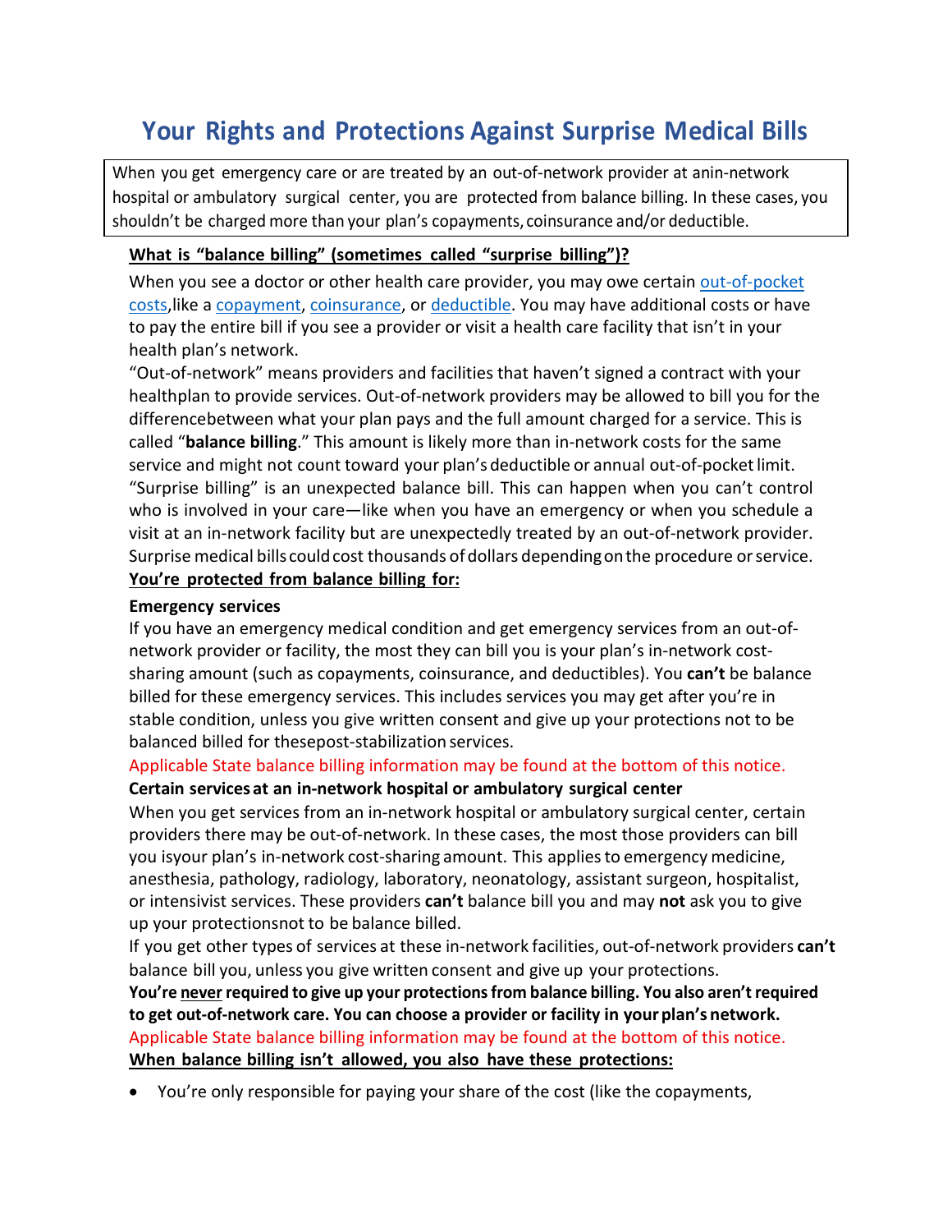# Your Rights and Protections Against Surprise Medical Bills

When you get emergency care or are treated by an out-of-network provider at anin-network hospital or ambulatory surgical center, you are protected from balance billing. In these cases, you shouldn't be charged more than your plan's copayments, coinsurance and/or deductible.

**What is "balance billing" (sometimes called "surprise billing")?**

When you see a doctor or other health care provider, you may owe certain out-of-pocket costs,like a copayment, coinsurance, or deductible. You may have additional costs or have to pay the entire bill if you see a provider or visit a health care facility that isn't in your health plan's network.

"Out-of-network" means providers and facilities that haven't signed a contract with your healthplan to provide services. Out-of-network providers may be allowed to bill you for the differencebetween what your plan pays and the full amount charged for a service. This is called "**balance billing**." This amount is likely more than in-network costs for the same service and might not count toward your plan's deductible or annual out-of-pocket limit.

"Surprise billing" is an unexpected balance bill. This can happen when you can't control who is involved in your care—like when you have an emergency or when you schedule a visit at an in-network facility but are unexpectedly treated by an out-of-network provider. Surprise medical bills could cost thousands of dollars depending on the procedure or service.

**You're protected from balance billing for:**

**Emergency services**

If you have an emergency medical condition and get emergency services from an out-of-network provider or facility, the most they can bill you is your plan's in-network cost-sharing amount (such as copayments, coinsurance, and deductibles). You **can't** be balance billed for these emergency services. This includes services you may get after you're in stable condition, unless you give written consent and give up your protections not to be balanced billed for thesepost-stabilization services.

Applicable State balance billing information may be found at the bottom of this notice.

**Certain services at an in-network hospital or ambulatory surgical center**

When you get services from an in-network hospital or ambulatory surgical center, certain providers there may be out-of-network. In these cases, the most those providers can bill you isyour plan's in-network cost-sharing amount. This applies to emergency medicine, anesthesia, pathology, radiology, laboratory, neonatology, assistant surgeon, hospitalist, or intensivist services. These providers **can't** balance bill you and may **not** ask you to give up your protectionsnot to be balance billed.

If you get other types of services at these in-network facilities, out-of-network providers **can't** balance bill you, unless you give written consent and give up your protections.

**You're never required to give up your protections from balance billing. You also aren't required to get out-of-network care. You can choose a provider or facility in your plan's network.**

Applicable State balance billing information may be found at the bottom of this notice.

**When balance billing isn't allowed, you also have these protections:**

- You're only responsible for paying your share of the cost (like the copayments,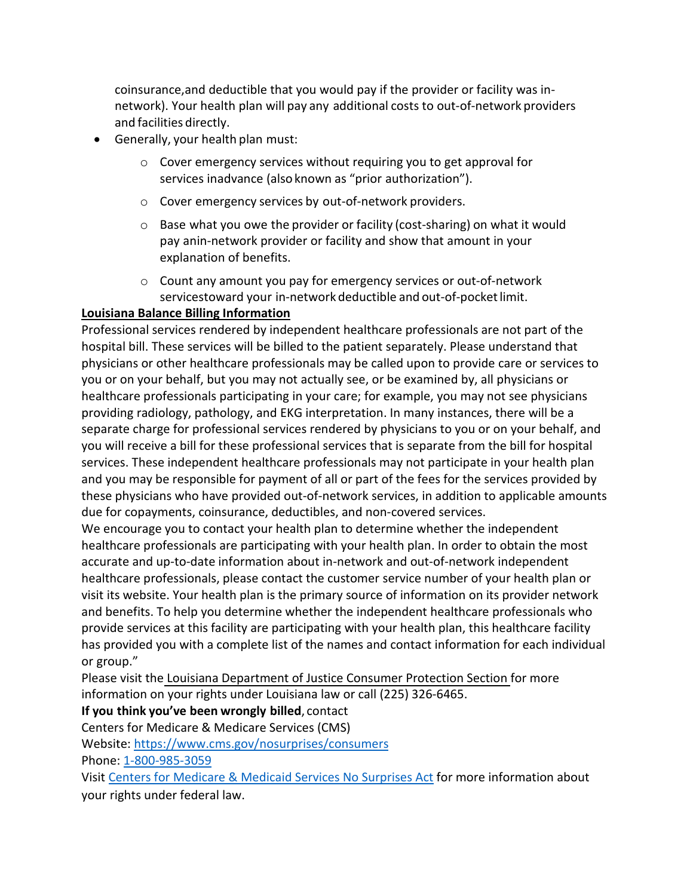coinsurance,and deductible that you would pay if the provider or facility was in-network). Your health plan will pay any additional costs to out-of-network providers and facilities directly.

- Generally, your health plan must:
  - Cover emergency services without requiring you to get approval for services inadvance (also known as "prior authorization").
  - Cover emergency services by out-of-network providers.
  - Base what you owe the provider or facility (cost-sharing) on what it would pay anin-network provider or facility and show that amount in your explanation of benefits.
  - Count any amount you pay for emergency services or out-of-network servicestoward your in-network deductible and out-of-pocket limit.

**Louisiana Balance Billing Information**

Professional services rendered by independent healthcare professionals are not part of the hospital bill. These services will be billed to the patient separately. Please understand that physicians or other healthcare professionals may be called upon to provide care or services to you or on your behalf, but you may not actually see, or be examined by, all physicians or healthcare professionals participating in your care; for example, you may not see physicians providing radiology, pathology, and EKG interpretation. In many instances, there will be a separate charge for professional services rendered by physicians to you or on your behalf, and you will receive a bill for these professional services that is separate from the bill for hospital services. These independent healthcare professionals may not participate in your health plan and you may be responsible for payment of all or part of the fees for the services provided by these physicians who have provided out-of-network services, in addition to applicable amounts due for copayments, coinsurance, deductibles, and non-covered services.

We encourage you to contact your health plan to determine whether the independent healthcare professionals are participating with your health plan. In order to obtain the most accurate and up-to-date information about in-network and out-of-network independent healthcare professionals, please contact the customer service number of your health plan or visit its website. Your health plan is the primary source of information on its provider network and benefits. To help you determine whether the independent healthcare professionals who provide services at this facility are participating with your health plan, this healthcare facility has provided you with a complete list of the names and contact information for each individual or group."

Please visit the Louisiana Department of Justice Consumer Protection Section for more information on your rights under Louisiana law or call (225) 326-6465.

**If you think you've been wrongly billed**, contact

Centers for Medicare & Medicare Services (CMS)

Website: https://www.cms.gov/nosurprises/consumers

Phone: 1-800-985-3059

Visit Centers for Medicare & Medicaid Services No Surprises Act for more information about your rights under federal law.